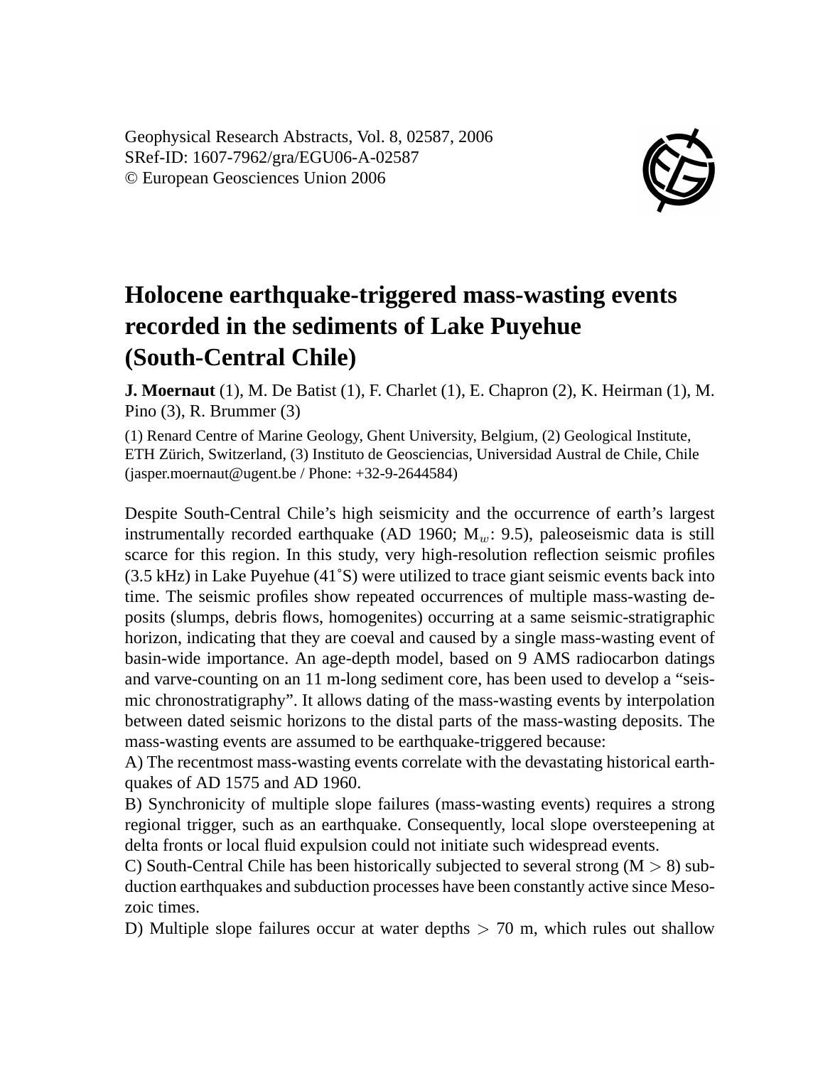Geophysical Research Abstracts, Vol. 8, 02587, 2006
SRef-ID: 1607-7962/gra/EGU06-A-02587
© European Geosciences Union 2006

# Holocene earthquake-triggered mass-wasting events recorded in the sediments of Lake Puyehue (South-Central Chile)

**J. Moernaut** (1), M. De Batist (1), F. Charlet (1), E. Chapron (2), K. Heirman (1), M. Pino (3), R. Brummer (3)

(1) Renard Centre of Marine Geology, Ghent University, Belgium, (2) Geological Institute, ETH Zürich, Switzerland, (3) Instituto de Geosciencias, Universidad Austral de Chile, Chile (jasper.moernaut@ugent.be / Phone: +32-9-2644584)

Despite South-Central Chile's high seismicity and the occurrence of earth's largest instrumentally recorded earthquake (AD 1960; $M_w$: 9.5), paleoseismic data is still scarce for this region. In this study, very high-resolution reflection seismic profiles (3.5 kHz) in Lake Puyehue (41˚S) were utilized to trace giant seismic events back into time. The seismic profiles show repeated occurrences of multiple mass-wasting deposits (slumps, debris flows, homogenites) occurring at a same seismic-stratigraphic horizon, indicating that they are coeval and caused by a single mass-wasting event of basin-wide importance. An age-depth model, based on 9 AMS radiocarbon datings and varve-counting on an 11 m-long sediment core, has been used to develop a "seismic chronostratigraphy". It allows dating of the mass-wasting events by interpolation between dated seismic horizons to the distal parts of the mass-wasting deposits. The mass-wasting events are assumed to be earthquake-triggered because:

A) The recentmost mass-wasting events correlate with the devastating historical earthquakes of AD 1575 and AD 1960.

B) Synchronicity of multiple slope failures (mass-wasting events) requires a strong regional trigger, such as an earthquake. Consequently, local slope oversteepening at delta fronts or local fluid expulsion could not initiate such widespread events.

C) South-Central Chile has been historically subjected to several strong ($M > 8$) subduction earthquakes and subduction processes have been constantly active since Mesozoic times.

D) Multiple slope failures occur at water depths $> 70$ m, which rules out shallow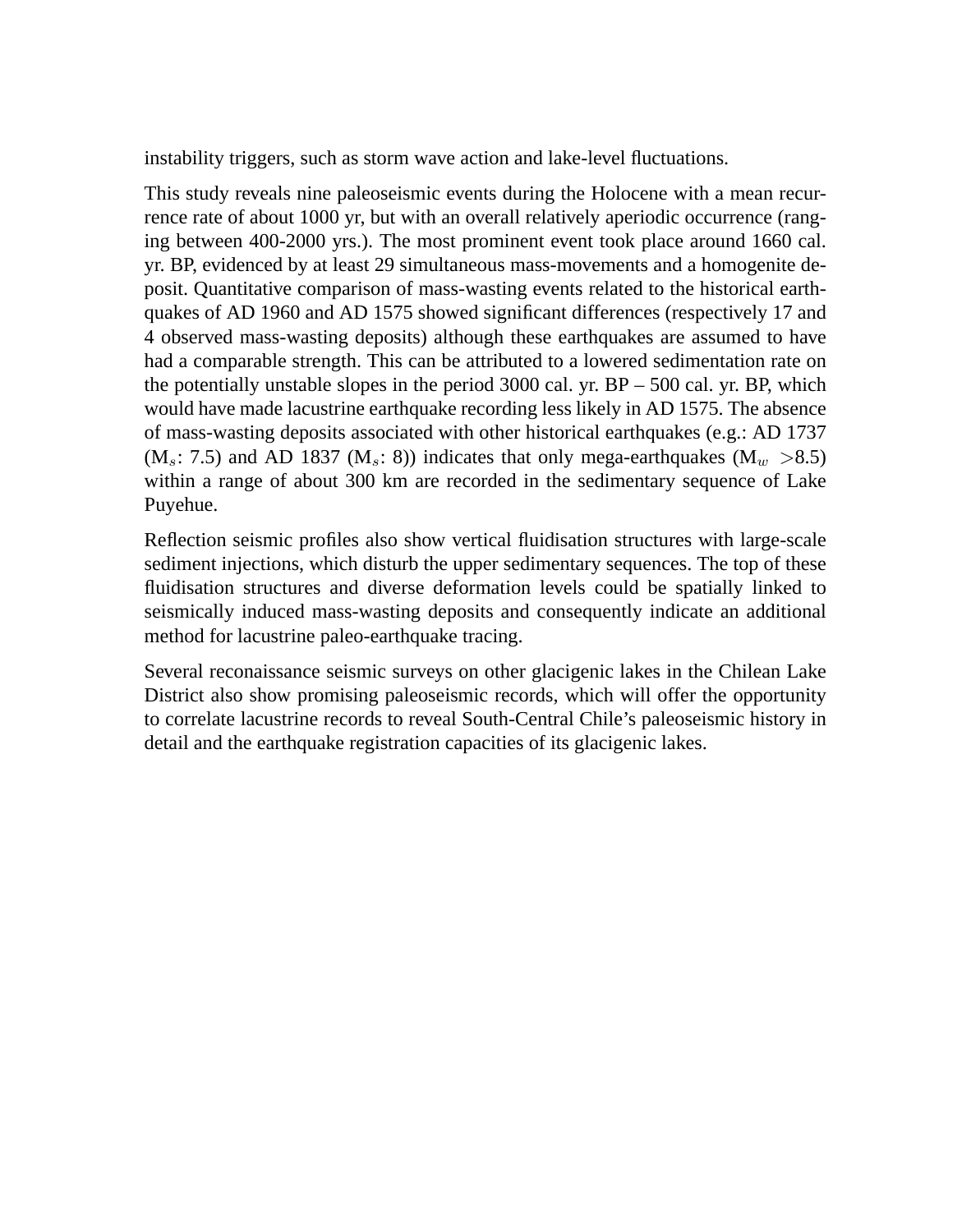instability triggers, such as storm wave action and lake-level fluctuations.

This study reveals nine paleoseismic events during the Holocene with a mean recurrence rate of about 1000 yr, but with an overall relatively aperiodic occurrence (ranging between 400-2000 yrs.). The most prominent event took place around 1660 cal. yr. BP, evidenced by at least 29 simultaneous mass-movements and a homogenite deposit. Quantitative comparison of mass-wasting events related to the historical earthquakes of AD 1960 and AD 1575 showed significant differences (respectively 17 and 4 observed mass-wasting deposits) although these earthquakes are assumed to have had a comparable strength. This can be attributed to a lowered sedimentation rate on the potentially unstable slopes in the period 3000 cal. yr. BP – 500 cal. yr. BP, which would have made lacustrine earthquake recording less likely in AD 1575. The absence of mass-wasting deposits associated with other historical earthquakes (e.g.: AD 1737 ($M_s$: 7.5) and AD 1837 ($M_s$: 8)) indicates that only mega-earthquakes ($M_w$ >8.5) within a range of about 300 km are recorded in the sedimentary sequence of Lake Puyehue.

Reflection seismic profiles also show vertical fluidisation structures with large-scale sediment injections, which disturb the upper sedimentary sequences. The top of these fluidisation structures and diverse deformation levels could be spatially linked to seismically induced mass-wasting deposits and consequently indicate an additional method for lacustrine paleo-earthquake tracing.

Several reconaissance seismic surveys on other glacigenic lakes in the Chilean Lake District also show promising paleoseismic records, which will offer the opportunity to correlate lacustrine records to reveal South-Central Chile's paleoseismic history in detail and the earthquake registration capacities of its glacigenic lakes.